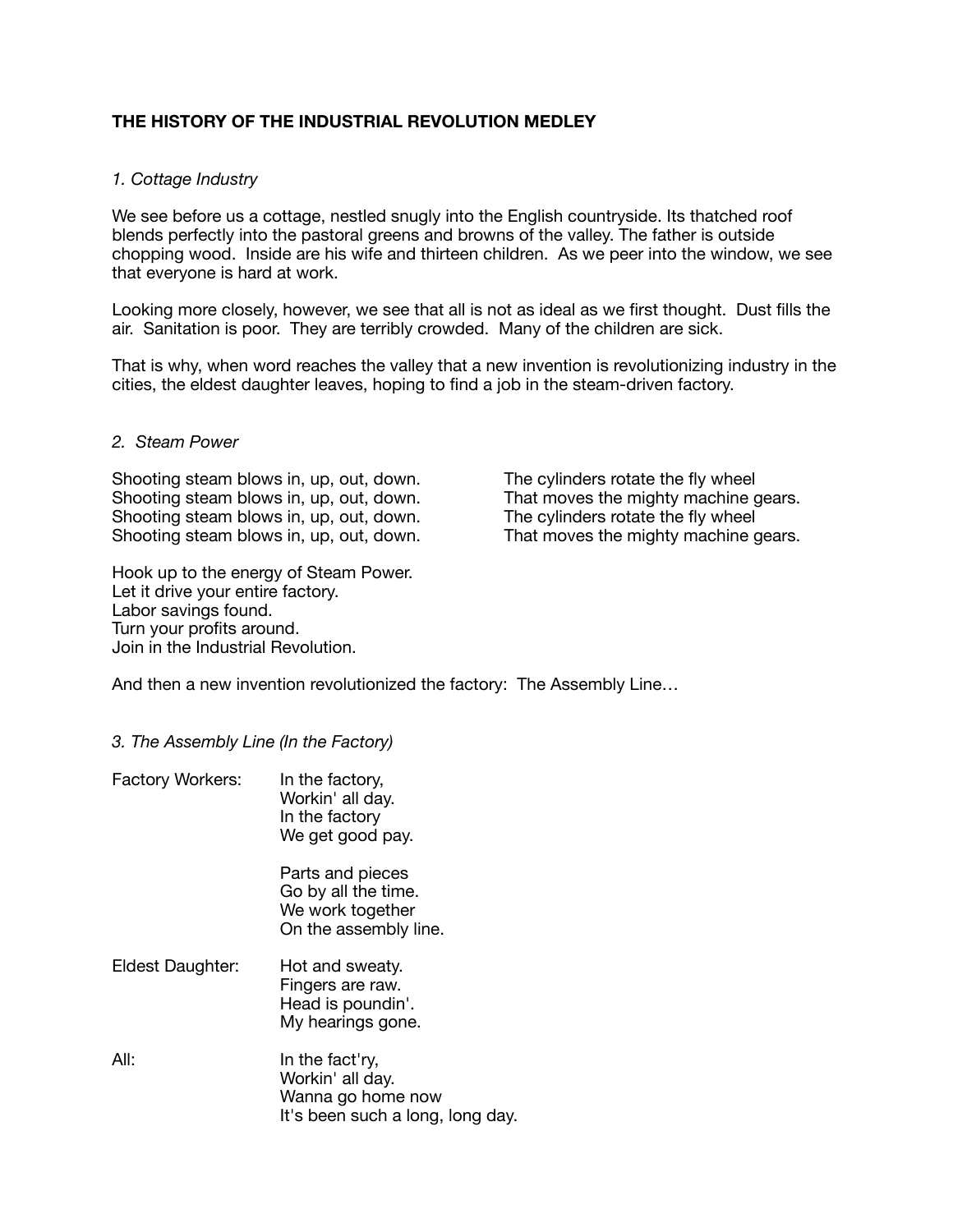**THE HISTORY OF THE INDUSTRIAL REVOLUTION MEDLEY**

*1. Cottage Industry*

We see before us a cottage, nestled snugly into the English countryside. Its thatched roof blends perfectly into the pastoral greens and browns of the valley. The father is outside chopping wood. Inside are his wife and thirteen children. As we peer into the window, we see that everyone is hard at work.

Looking more closely, however, we see that all is not as ideal as we first thought. Dust fills the air. Sanitation is poor. They are terribly crowded. Many of the children are sick.

That is why, when word reaches the valley that a new invention is revolutionizing industry in the cities, the eldest daughter leaves, hoping to find a job in the steam-driven factory.

*2. Steam Power*

Shooting steam blows in, up, out, down.
Shooting steam blows in, up, out, down.
Shooting steam blows in, up, out, down.
Shooting steam blows in, up, out, down.

The cylinders rotate the fly wheel
That moves the mighty machine gears.
The cylinders rotate the fly wheel
That moves the mighty machine gears.

Hook up to the energy of Steam Power.
Let it drive your entire factory.
Labor savings found.
Turn your profits around.
Join in the Industrial Revolution.

And then a new invention revolutionized the factory: The Assembly Line…

*3. The Assembly Line (In the Factory)*

Factory Workers:

In the factory,
Workin' all day.
In the factory
We get good pay.

Parts and pieces
Go by all the time.
We work together
On the assembly line.

Eldest Daughter:

Hot and sweaty.
Fingers are raw.
Head is poundin'.
My hearings gone.

All:

In the fact'ry,
Workin' all day.
Wanna go home now
It's been such a long, long day.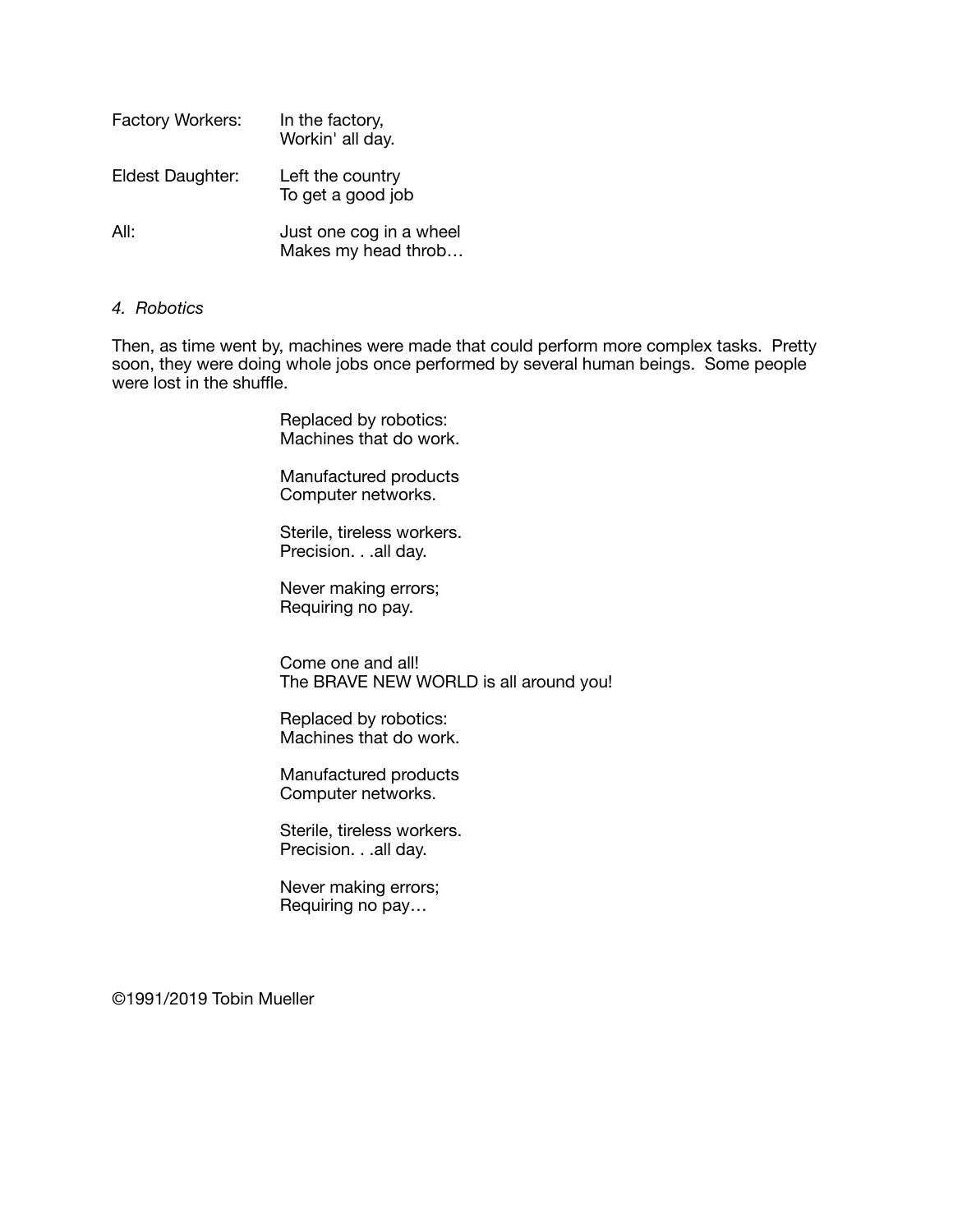Factory Workers: In the factory,
Workin' all day.

Eldest Daughter: Left the country
To get a good job

All: Just one cog in a wheel
Makes my head throb…

*4. Robotics*

Then, as time went by, machines were made that could perform more complex tasks. Pretty soon, they were doing whole jobs once performed by several human beings. Some people were lost in the shuffle.

Replaced by robotics:
Machines that do work.

Manufactured products
Computer networks.

Sterile, tireless workers.
Precision. . .all day.

Never making errors;
Requiring no pay.

Come one and all!
The BRAVE NEW WORLD is all around you!

Replaced by robotics:
Machines that do work.

Manufactured products
Computer networks.

Sterile, tireless workers.
Precision. . .all day.

Never making errors;
Requiring no pay…

©1991/2019 Tobin Mueller